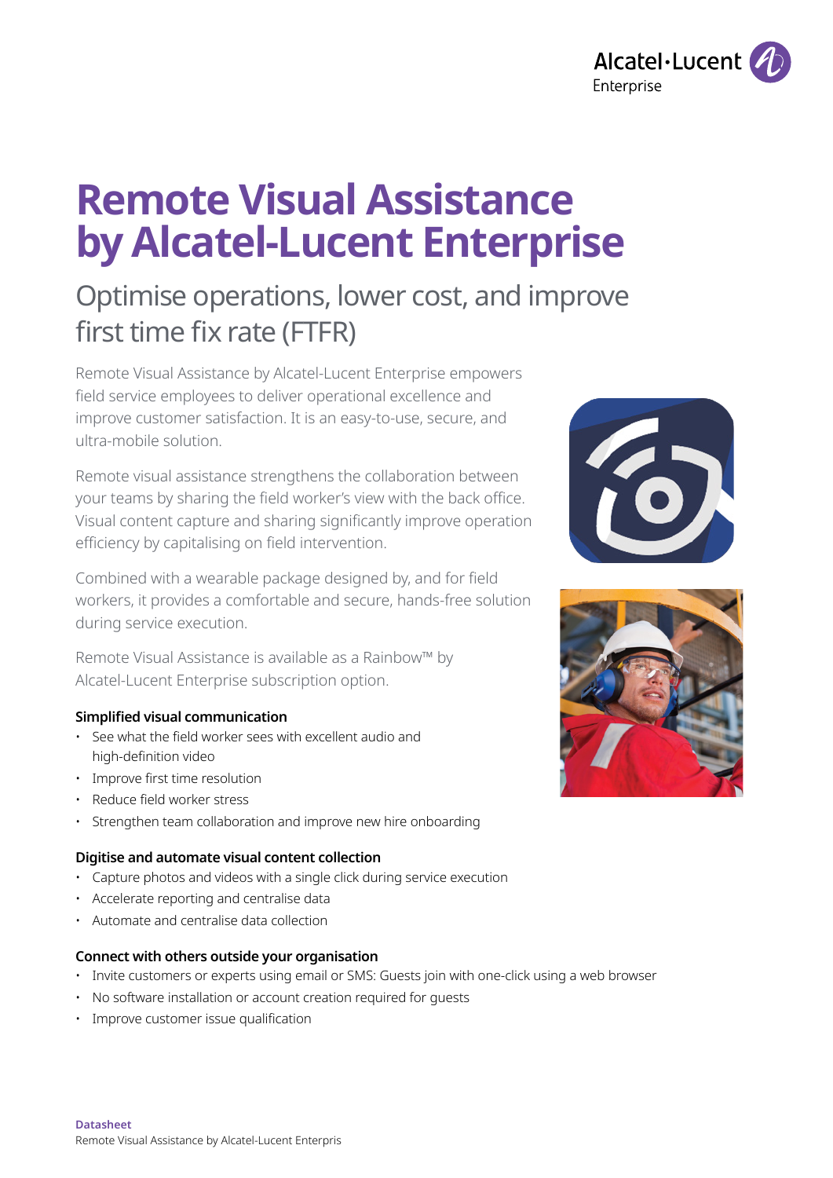# Remote Visual Assistance by Alcatel-Lucent Enterprise

## Optimise operations, lower cost, and improve first time fix rate (FTFR)

Remote Visual Assistance by Alcatel-Lucent Enterprise empowers field service employees to deliver operational excellence and improve customer satisfaction. It is an easy-to-use, secure, and ultra-mobile solution.

Remote visual assistance strengthens the collaboration between your teams by sharing the field worker's view with the back office. Visual content capture and sharing significantly improve operation efficiency by capitalising on field intervention.

Combined with a wearable package designed by, and for field workers, it provides a comfortable and secure, hands-free solution during service execution.

Remote Visual Assistance is available as a Rainbow™ by Alcatel-Lucent Enterprise subscription option.

### Simplified visual communication

- See what the field worker sees with excellent audio and high-definition video
- Improve first time resolution
- Reduce field worker stress
- Strengthen team collaboration and improve new hire onboarding

### Digitise and automate visual content collection

- Capture photos and videos with a single click during service execution
- Accelerate reporting and centralise data
- Automate and centralise data collection

### Connect with others outside your organisation

- Invite customers or experts using email or SMS: Guests join with one-click using a web browser
- No software installation or account creation required for guests
- Improve customer issue qualification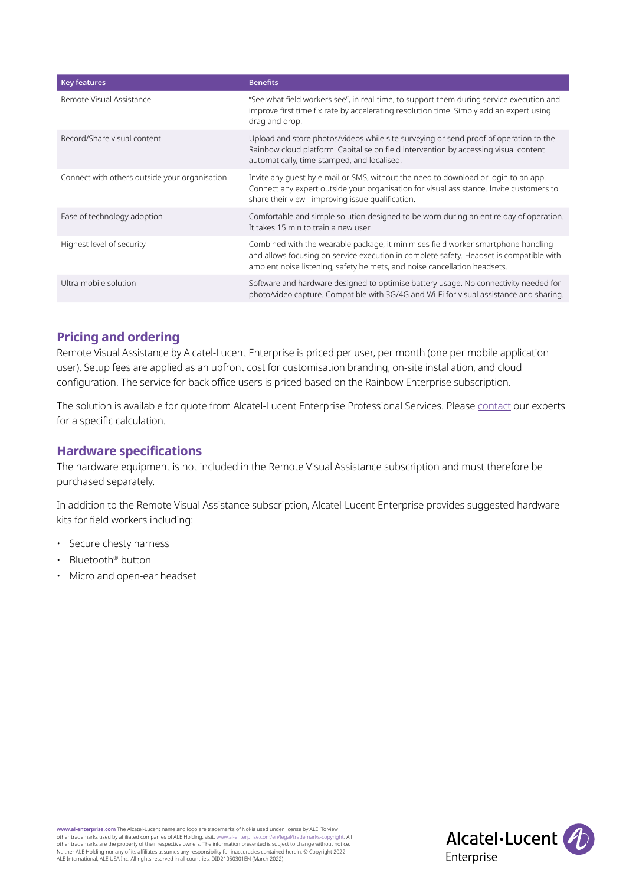| Key features | Benefits |
| --- | --- |
| Remote Visual Assistance | "See what field workers see", in real-time, to support them during service execution and improve first time fix rate by accelerating resolution time. Simply add an expert using drag and drop. |
| Record/Share visual content | Upload and store photos/videos while site surveying or send proof of operation to the Rainbow cloud platform. Capitalise on field intervention by accessing visual content automatically, time-stamped, and localised. |
| Connect with others outside your organisation | Invite any guest by e-mail or SMS, without the need to download or login to an app. Connect any expert outside your organisation for visual assistance. Invite customers to share their view - improving issue qualification. |
| Ease of technology adoption | Comfortable and simple solution designed to be worn during an entire day of operation. It takes 15 min to train a new user. |
| Highest level of security | Combined with the wearable package, it minimises field worker smartphone handling and allows focusing on service execution in complete safety. Headset is compatible with ambient noise listening, safety helmets, and noise cancellation headsets. |
| Ultra-mobile solution | Software and hardware designed to optimise battery usage. No connectivity needed for photo/video capture. Compatible with 3G/4G and Wi-Fi for visual assistance and sharing. |

## Pricing and ordering

Remote Visual Assistance by Alcatel-Lucent Enterprise is priced per user, per month (one per mobile application user). Setup fees are applied as an upfront cost for customisation branding, on-site installation, and cloud configuration. The service for back office users is priced based on the Rainbow Enterprise subscription.

The solution is available for quote from Alcatel-Lucent Enterprise Professional Services. Please contact our experts for a specific calculation.

## Hardware specifications

The hardware equipment is not included in the Remote Visual Assistance subscription and must therefore be purchased separately.

In addition to the Remote Visual Assistance subscription, Alcatel-Lucent Enterprise provides suggested hardware kits for field workers including:

- Secure chesty harness
- Bluetooth® button
- Micro and open-ear headset

**www.al-enterprise.com** The Alcatel-Lucent name and logo are trademarks of Nokia used under license by ALE. To view other trademarks used by affiliated companies of ALE Holding, visit: www.al-enterprise.com/en/legal/trademarks-copyright. All other trademarks are the property of their respective owners. The information presented is subject to change without notice. Neither ALE Holding nor any of its affiliates assumes any responsibility for inaccuracies contained herein. © Copyright 2022 ALE International, ALE USA Inc. All rights reserved in all countries. DID21050301EN (March 2022)

Alcatel·Lucent Enterprise